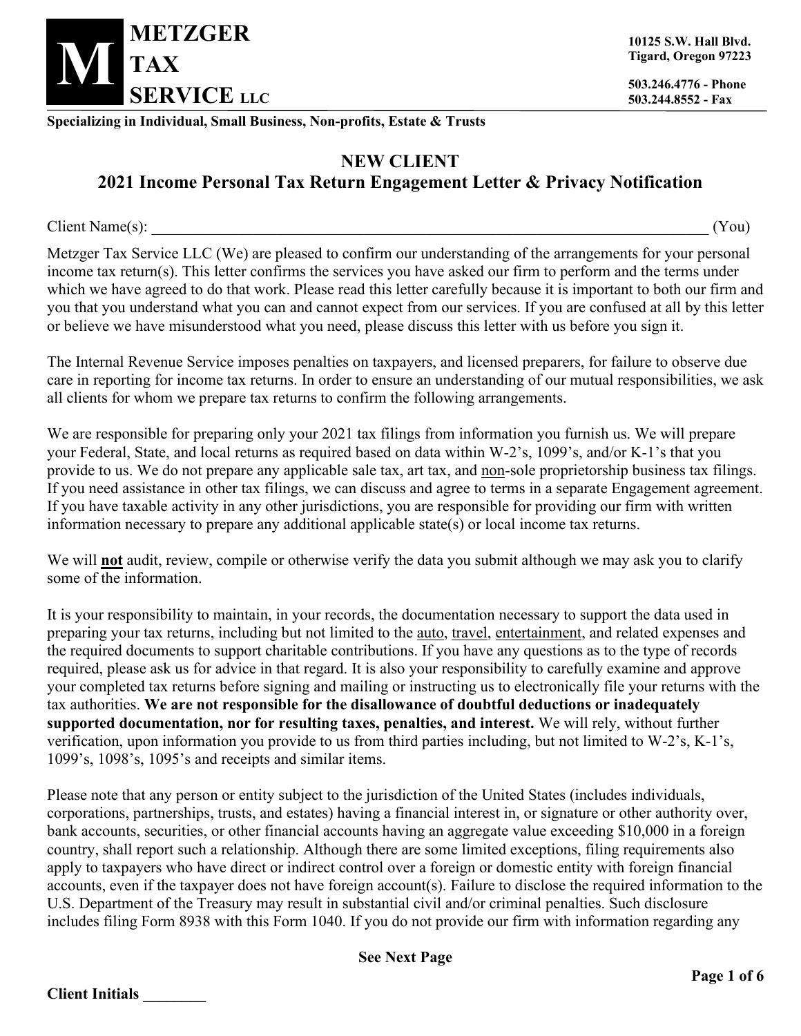**METZGER TAX SERVICE LLC**

10125 S.W. Hall Blvd.
Tigard, Oregon 97223

503.246.4776 - Phone
503.244.8552 - Fax

**Specializing in Individual, Small Business, Non-profits, Estate & Trusts**

## NEW CLIENT
## 2021 Income Personal Tax Return Engagement Letter & Privacy Notification

Client Name(s): ______________________________________________________________ (You)

Metzger Tax Service LLC (We) are pleased to confirm our understanding of the arrangements for your personal income tax return(s). This letter confirms the services you have asked our firm to perform and the terms under which we have agreed to do that work. Please read this letter carefully because it is important to both our firm and you that you understand what you can and cannot expect from our services. If you are confused at all by this letter or believe we have misunderstood what you need, please discuss this letter with us before you sign it.

The Internal Revenue Service imposes penalties on taxpayers, and licensed preparers, for failure to observe due care in reporting for income tax returns. In order to ensure an understanding of our mutual responsibilities, we ask all clients for whom we prepare tax returns to confirm the following arrangements.

We are responsible for preparing only your 2021 tax filings from information you furnish us. We will prepare your Federal, State, and local returns as required based on data within W-2's, 1099's, and/or K-1's that you provide to us. We do not prepare any applicable sale tax, art tax, and non-sole proprietorship business tax filings. If you need assistance in other tax filings, we can discuss and agree to terms in a separate Engagement agreement. If you have taxable activity in any other jurisdictions, you are responsible for providing our firm with written information necessary to prepare any additional applicable state(s) or local income tax returns.

We will **not** audit, review, compile or otherwise verify the data you submit although we may ask you to clarify some of the information.

It is your responsibility to maintain, in your records, the documentation necessary to support the data used in preparing your tax returns, including but not limited to the auto, travel, entertainment, and related expenses and the required documents to support charitable contributions. If you have any questions as to the type of records required, please ask us for advice in that regard. It is also your responsibility to carefully examine and approve your completed tax returns before signing and mailing or instructing us to electronically file your returns with the tax authorities. **We are not responsible for the disallowance of doubtful deductions or inadequately supported documentation, nor for resulting taxes, penalties, and interest.** We will rely, without further verification, upon information you provide to us from third parties including, but not limited to W-2's, K-1's, 1099's, 1098's, 1095's and receipts and similar items.

Please note that any person or entity subject to the jurisdiction of the United States (includes individuals, corporations, partnerships, trusts, and estates) having a financial interest in, or signature or other authority over, bank accounts, securities, or other financial accounts having an aggregate value exceeding $10,000 in a foreign country, shall report such a relationship. Although there are some limited exceptions, filing requirements also apply to taxpayers who have direct or indirect control over a foreign or domestic entity with foreign financial accounts, even if the taxpayer does not have foreign account(s). Failure to disclose the required information to the U.S. Department of the Treasury may result in substantial civil and/or criminal penalties. Such disclosure includes filing Form 8938 with this Form 1040. If you do not provide our firm with information regarding any

**See Next Page**

**Client Initials ________**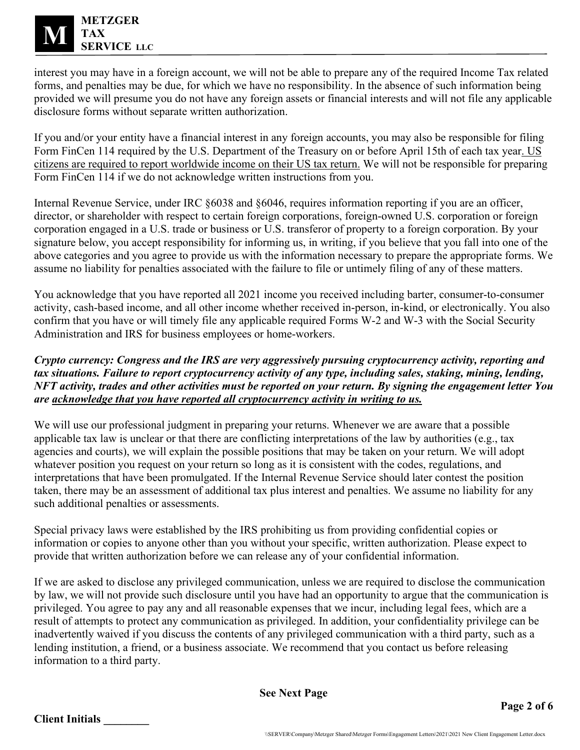interest you may have in a foreign account, we will not be able to prepare any of the required Income Tax related forms, and penalties may be due, for which we have no responsibility. In the absence of such information being provided we will presume you do not have any foreign assets or financial interests and will not file any applicable disclosure forms without separate written authorization.

If you and/or your entity have a financial interest in any foreign accounts, you may also be responsible for filing Form FinCen 114 required by the U.S. Department of the Treasury on or before April 15th of each tax year. <u>US citizens are required to report worldwide income on their US tax return.</u> We will not be responsible for preparing Form FinCen 114 if we do not acknowledge written instructions from you.

Internal Revenue Service, under IRC §6038 and §6046, requires information reporting if you are an officer, director, or shareholder with respect to certain foreign corporations, foreign-owned U.S. corporation or foreign corporation engaged in a U.S. trade or business or U.S. transferor of property to a foreign corporation. By your signature below, you accept responsibility for informing us, in writing, if you believe that you fall into one of the above categories and you agree to provide us with the information necessary to prepare the appropriate forms. We assume no liability for penalties associated with the failure to file or untimely filing of any of these matters.

You acknowledge that you have reported all 2021 income you received including barter, consumer-to-consumer activity, cash-based income, and all other income whether received in-person, in-kind, or electronically. You also confirm that you have or will timely file any applicable required Forms W-2 and W-3 with the Social Security Administration and IRS for business employees or home-workers.

***Crypto currency: Congress and the IRS are very aggressively pursuing cryptocurrency activity, reporting and tax situations. Failure to report cryptocurrency activity of any type, including sales, staking, mining, lending, NFT activity, trades and other activities must be reported on your return. By signing the engagement letter You are <u>acknowledge that you have reported all cryptocurrency activity in writing to us.</u>***

We will use our professional judgment in preparing your returns. Whenever we are aware that a possible applicable tax law is unclear or that there are conflicting interpretations of the law by authorities (e.g., tax agencies and courts), we will explain the possible positions that may be taken on your return. We will adopt whatever position you request on your return so long as it is consistent with the codes, regulations, and interpretations that have been promulgated. If the Internal Revenue Service should later contest the position taken, there may be an assessment of additional tax plus interest and penalties. We assume no liability for any such additional penalties or assessments.

Special privacy laws were established by the IRS prohibiting us from providing confidential copies or information or copies to anyone other than you without your specific, written authorization. Please expect to provide that written authorization before we can release any of your confidential information.

If we are asked to disclose any privileged communication, unless we are required to disclose the communication by law, we will not provide such disclosure until you have had an opportunity to argue that the communication is privileged. You agree to pay any and all reasonable expenses that we incur, including legal fees, which are a result of attempts to protect any communication as privileged. In addition, your confidentiality privilege can be inadvertently waived if you discuss the contents of any privileged communication with a third party, such as a lending institution, a friend, or a business associate. We recommend that you contact us before releasing information to a third party.

**See Next Page**

**Client Initials ________**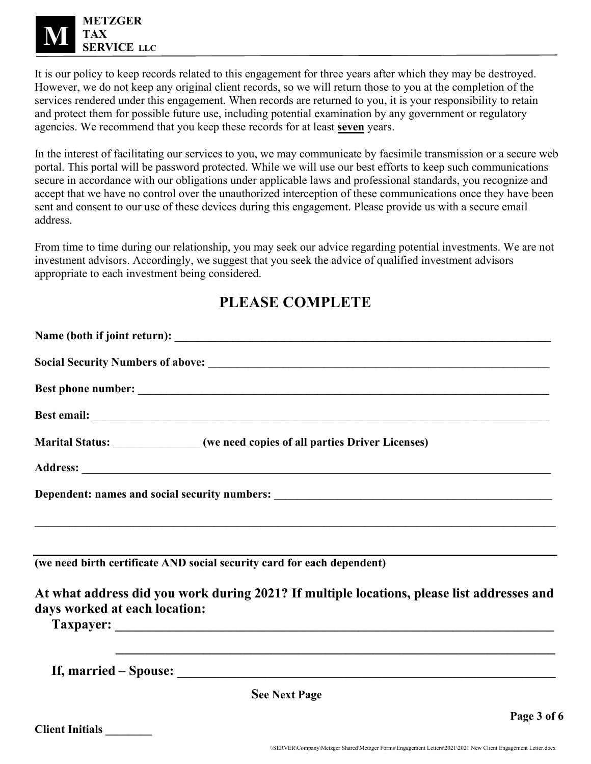It is our policy to keep records related to this engagement for three years after which they may be destroyed. However, we do not keep any original client records, so we will return those to you at the completion of the services rendered under this engagement. When records are returned to you, it is your responsibility to retain and protect them for possible future use, including potential examination by any government or regulatory agencies. We recommend that you keep these records for at least **seven** years.

In the interest of facilitating our services to you, we may communicate by facsimile transmission or a secure web portal. This portal will be password protected. While we will use our best efforts to keep such communications secure in accordance with our obligations under applicable laws and professional standards, you recognize and accept that we have no control over the unauthorized interception of these communications once they have been sent and consent to our use of these devices during this engagement. Please provide us with a secure email address.

From time to time during our relationship, you may seek our advice regarding potential investments. We are not investment advisors. Accordingly, we suggest that you seek the advice of qualified investment advisors appropriate to each investment being considered.

## PLEASE COMPLETE

**Name (both if joint return): ______________________________________________**

**Social Security Numbers of above: ______________________________________________**

**Best phone number: ______________________________________________**

**Best email:** ______________________________________________

**Marital Status:** _______________ **(we need copies of all parties Driver Licenses)**

**Address:** ______________________________________________

**Dependent: names and social security numbers: ______________________________________________**

**______________________________________________**

**______________________________________________**

**(we need birth certificate AND social security card for each dependent)**

### At what address did you work during 2021? If multiple locations, please list addresses and days worked at each location:

**Taxpayer: ______________________________________________**

**______________________________________________**

**If, married – Spouse: ______________________________________________**

**See Next Page**

**Client Initials ________**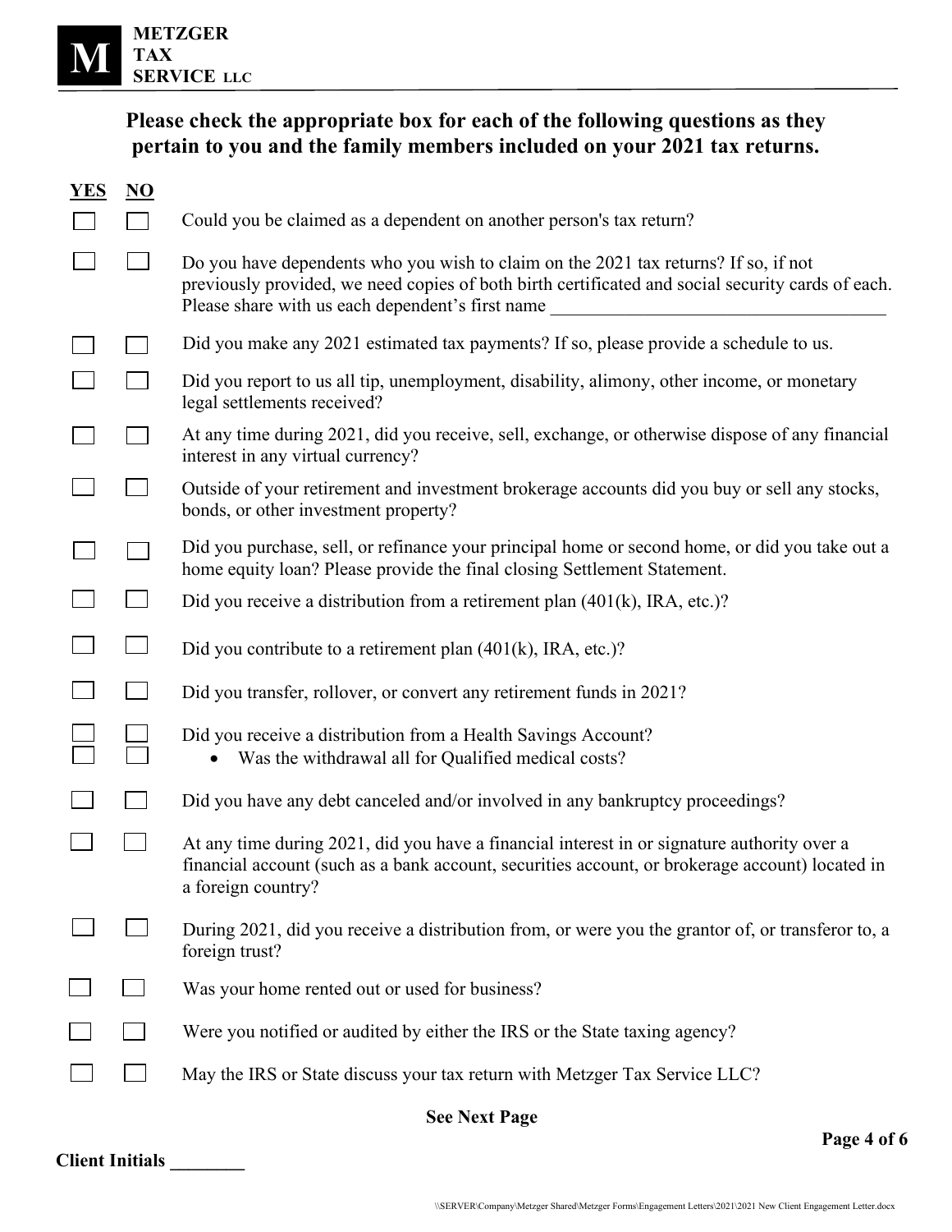**METZGER TAX SERVICE LLC**

## Please check the appropriate box for each of the following questions as they pertain to you and the family members included on your 2021 tax returns.

| YES | NO | |
|---|---|---|
| ☐ | ☐ | Could you be claimed as a dependent on another person's tax return? |
| ☐ | ☐ | Do you have dependents who you wish to claim on the 2021 tax returns? If so, if not previously provided, we need copies of both birth certificated and social security cards of each. Please share with us each dependent's first name ____________________________________ |
| ☐ | ☐ | Did you make any 2021 estimated tax payments? If so, please provide a schedule to us. |
| ☐ | ☐ | Did you report to us all tip, unemployment, disability, alimony, other income, or monetary legal settlements received? |
| ☐ | ☐ | At any time during 2021, did you receive, sell, exchange, or otherwise dispose of any financial interest in any virtual currency? |
| ☐ | ☐ | Outside of your retirement and investment brokerage accounts did you buy or sell any stocks, bonds, or other investment property? |
| ☐ | ☐ | Did you purchase, sell, or refinance your principal home or second home, or did you take out a home equity loan? Please provide the final closing Settlement Statement. |
| ☐ | ☐ | Did you receive a distribution from a retirement plan (401(k), IRA, etc.)? |
| ☐ | ☐ | Did you contribute to a retirement plan (401(k), IRA, etc.)? |
| ☐ | ☐ | Did you transfer, rollover, or convert any retirement funds in 2021? |
| ☐ | ☐ | Did you receive a distribution from a Health Savings Account? |
| ☐ | ☐ | • Was the withdrawal all for Qualified medical costs? |
| ☐ | ☐ | Did you have any debt canceled and/or involved in any bankruptcy proceedings? |
| ☐ | ☐ | At any time during 2021, did you have a financial interest in or signature authority over a financial account (such as a bank account, securities account, or brokerage account) located in a foreign country? |
| ☐ | ☐ | During 2021, did you receive a distribution from, or were you the grantor of, or transferor to, a foreign trust? |
| ☐ | ☐ | Was your home rented out or used for business? |
| ☐ | ☐ | Were you notified or audited by either the IRS or the State taxing agency? |
| ☐ | ☐ | May the IRS or State discuss your tax return with Metzger Tax Service LLC? |

**See Next Page**

**Client Initials ________**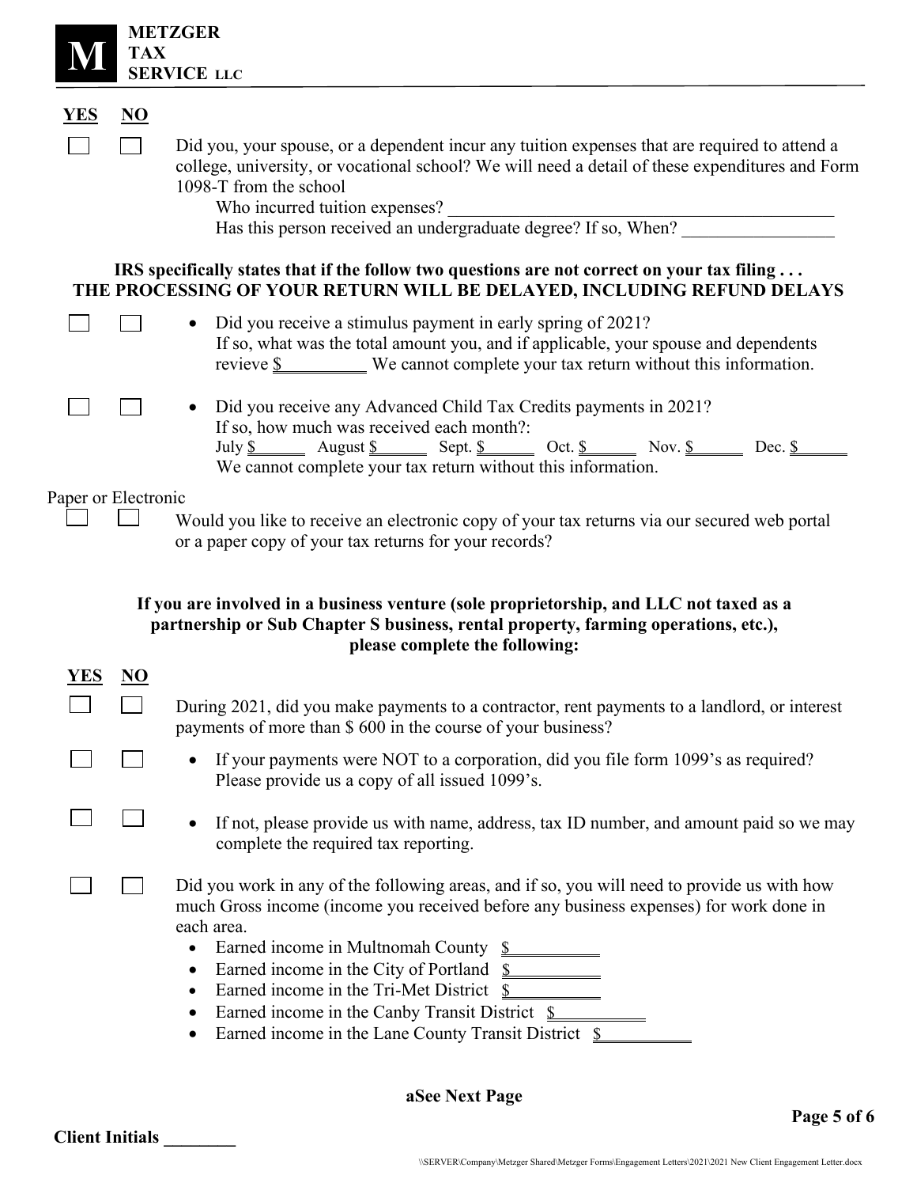**METZGER TAX SERVICE LLC**

| YES | NO | |
|---|---|---|
| ☐ | ☐ | Did you, your spouse, or a dependent incur any tuition expenses that are required to attend a college, university, or vocational school? We will need a detail of these expenditures and Form 1098-T from the school<br>Who incurred tuition expenses? ____________________<br>Has this person received an undergraduate degree? If so, When? ____________ |

**IRS specifically states that if the follow two questions are not correct on your tax filing . . .**
**THE PROCESSING OF YOUR RETURN WILL BE DELAYED, INCLUDING REFUND DELAYS**

| YES | NO | |
|---|---|---|
| ☐ | ☐ | • Did you receive a stimulus payment in early spring of 2021? If so, what was the total amount you, and if applicable, your spouse and dependents revieve $_________ We cannot complete your tax return without this information. |
| ☐ | ☐ | • Did you receive any Advanced Child Tax Credits payments in 2021? If so, how much was received each month?:<br>July $______ August $______ Sept. $______ Oct. $______ Nov. $______ Dec. $______<br>We cannot complete your tax return without this information. |

Paper or Electronic

☐ ☐ Would you like to receive an electronic copy of your tax returns via our secured web portal or a paper copy of your tax returns for your records?

**If you are involved in a business venture (sole proprietorship, and LLC not taxed as a partnership or Sub Chapter S business, rental property, farming operations, etc.), please complete the following:**

| YES | NO | |
|---|---|---|
| ☐ | ☐ | During 2021, did you make payments to a contractor, rent payments to a landlord, or interest payments of more than $ 600 in the course of your business? |
| ☐ | ☐ | • If your payments were NOT to a corporation, did you file form 1099's as required? Please provide us a copy of all issued 1099's. |
| ☐ | ☐ | • If not, please provide us with name, address, tax ID number, and amount paid so we may complete the required tax reporting. |
| ☐ | ☐ | Did you work in any of the following areas, and if so, you will need to provide us with how much Gross income (income you received before any business expenses) for work done in each area.<br>• Earned income in Multnomah County $__________<br>• Earned income in the City of Portland $__________<br>• Earned income in the Tri-Met District $__________<br>• Earned income in the Canby Transit District $__________<br>• Earned income in the Lane County Transit District $__________ |

**aSee Next Page**

**Client Initials ________**

\\SERVER\Company\Metzger Shared\Metzger Forms\Engagement Letters\2021\2021 New Client Engagement Letter.docx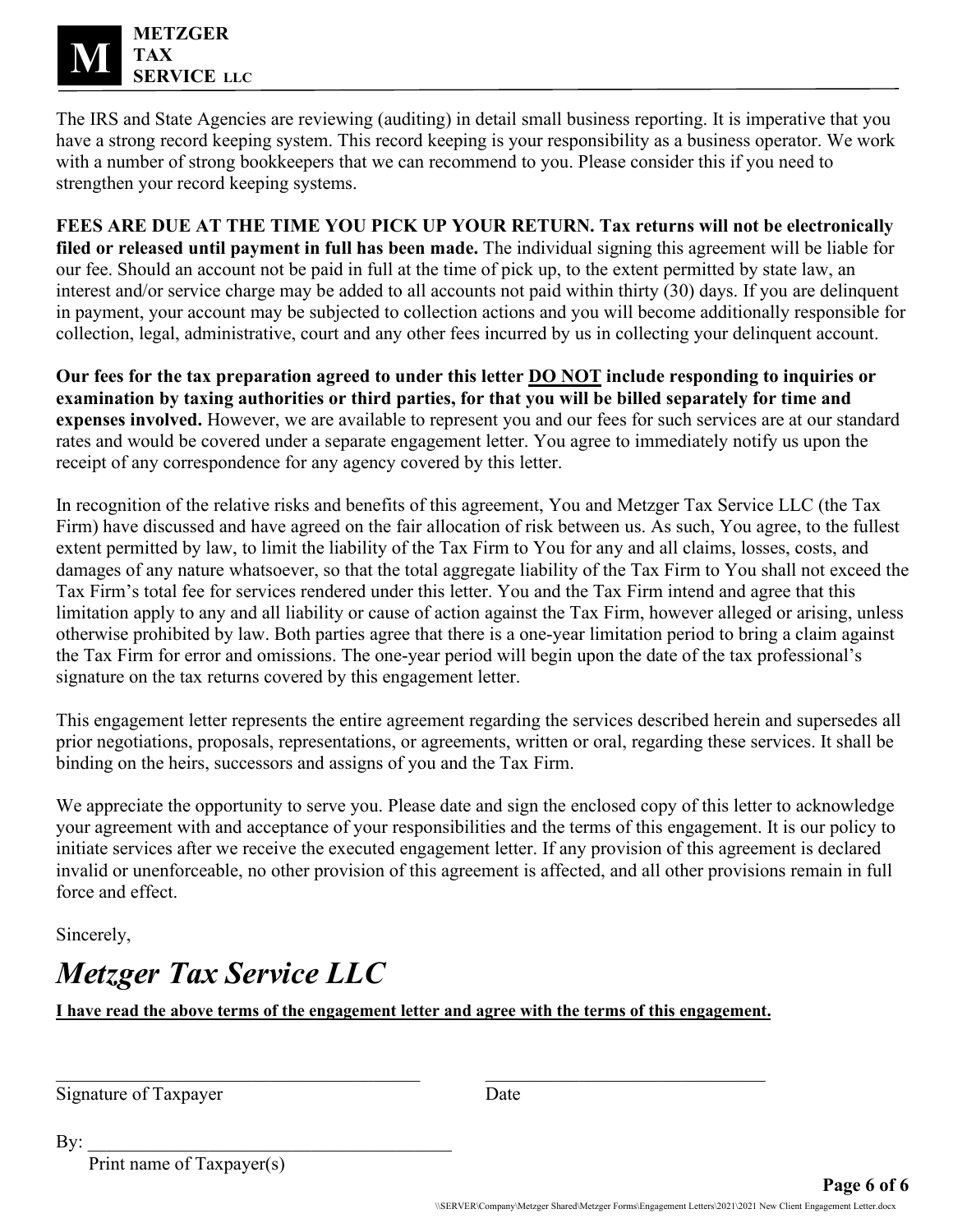The IRS and State Agencies are reviewing (auditing) in detail small business reporting. It is imperative that you have a strong record keeping system. This record keeping is your responsibility as a business operator. We work with a number of strong bookkeepers that we can recommend to you. Please consider this if you need to strengthen your record keeping systems.

**FEES ARE DUE AT THE TIME YOU PICK UP YOUR RETURN. Tax returns will not be electronically filed or released until payment in full has been made.** The individual signing this agreement will be liable for our fee. Should an account not be paid in full at the time of pick up, to the extent permitted by state law, an interest and/or service charge may be added to all accounts not paid within thirty (30) days. If you are delinquent in payment, your account may be subjected to collection actions and you will become additionally responsible for collection, legal, administrative, court and any other fees incurred by us in collecting your delinquent account.

**Our fees for the tax preparation agreed to under this letter <u>DO NOT</u> include responding to inquiries or examination by taxing authorities or third parties, for that you will be billed separately for time and expenses involved.** However, we are available to represent you and our fees for such services are at our standard rates and would be covered under a separate engagement letter. You agree to immediately notify us upon the receipt of any correspondence for any agency covered by this letter.

In recognition of the relative risks and benefits of this agreement, You and Metzger Tax Service LLC (the Tax Firm) have discussed and have agreed on the fair allocation of risk between us. As such, You agree, to the fullest extent permitted by law, to limit the liability of the Tax Firm to You for any and all claims, losses, costs, and damages of any nature whatsoever, so that the total aggregate liability of the Tax Firm to You shall not exceed the Tax Firm's total fee for services rendered under this letter. You and the Tax Firm intend and agree that this limitation apply to any and all liability or cause of action against the Tax Firm, however alleged or arising, unless otherwise prohibited by law. Both parties agree that there is a one-year limitation period to bring a claim against the Tax Firm for error and omissions. The one-year period will begin upon the date of the tax professional's signature on the tax returns covered by this engagement letter.

This engagement letter represents the entire agreement regarding the services described herein and supersedes all prior negotiations, proposals, representations, or agreements, written or oral, regarding these services. It shall be binding on the heirs, successors and assigns of you and the Tax Firm.

We appreciate the opportunity to serve you. Please date and sign the enclosed copy of this letter to acknowledge your agreement with and acceptance of your responsibilities and the terms of this engagement. It is our policy to initiate services after we receive the executed engagement letter. If any provision of this agreement is declared invalid or unenforceable, no other provision of this agreement is affected, and all other provisions remain in full force and effect.

Sincerely,

***Metzger Tax Service LLC***

**<u>I have read the above terms of the engagement letter and agree with the terms of this engagement.</u>**

\_\_\_\_\_\_\_\_\_\_\_\_\_\_\_\_\_\_\_\_\_\_\_\_\_\_\_\_\_\_\_\_\_\_\_\_\_\_\_\_ \_\_\_\_\_\_\_\_\_\_\_\_\_\_\_\_\_\_\_\_\_\_\_\_\_\_\_\_\_\_\_

Signature of Taxpayer Date

By: \_\_\_\_\_\_\_\_\_\_\_\_\_\_\_\_\_\_\_\_\_\_\_\_\_\_\_\_\_\_\_\_\_\_\_\_\_\_\_\_

Print name of Taxpayer(s)

\\SERVER\Company\Metzger Shared\Metzger Forms\Engagement Letters\2021\2021 New Client Engagement Letter.docx